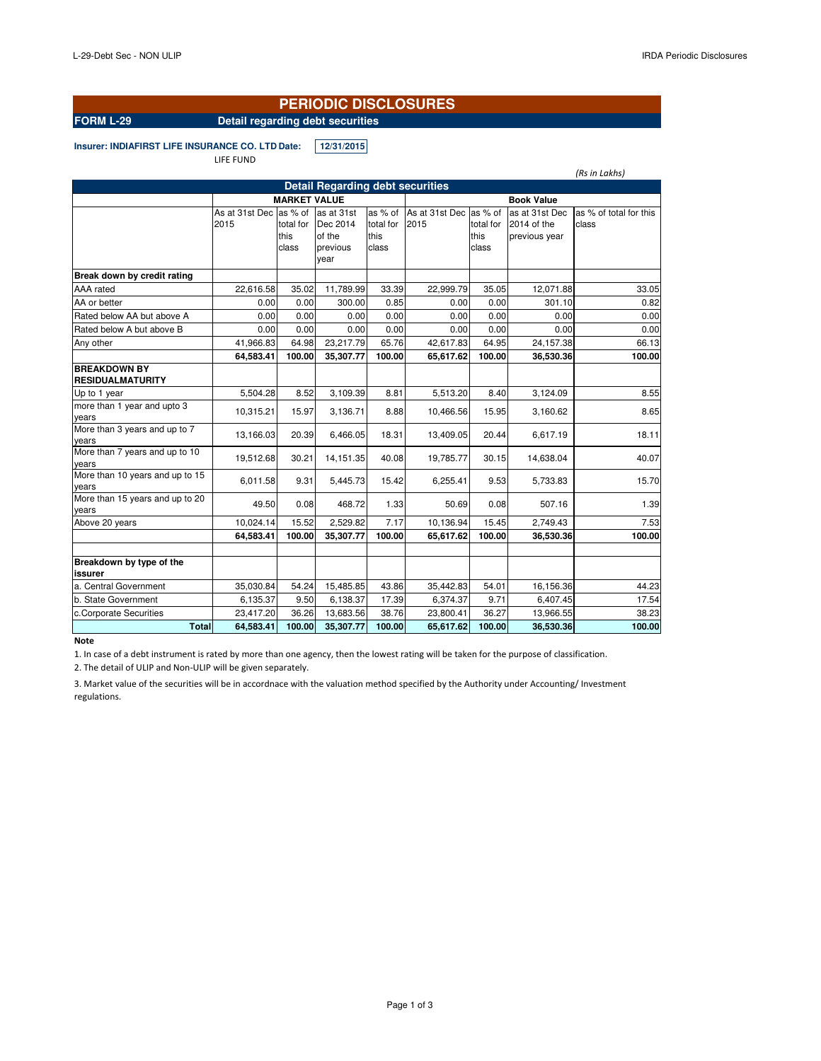# PERIODIC DISCLOSURES

**FORM L-29** **Detail regarding debt securities**

**Insurer: INDIAFIRST LIFE INSURANCE CO. LTD** **Date:** 12/31/2015

LIFE FUND

*(Rs in Lakhs)*

## Detail Regarding debt securities

| | MARKET VALUE | | | | Book Value | | | |
|---|---|---|---|---|---|---|---|---|
| | As at 31st Dec 2015 | as % of total for this class | as at 31st Dec 2014 of the previous year | as % of total for this class | As at 31st Dec 2015 | as % of total for this class | as at 31st Dec 2014 of the previous year | as % of total for this class |
| **Break down by credit rating** | | | | | | | | |
| AAA rated | 22,616.58 | 35.02 | 11,789.99 | 33.39 | 22,999.79 | 35.05 | 12,071.88 | 33.05 |
| AA or better | 0.00 | 0.00 | 300.00 | 0.85 | 0.00 | 0.00 | 301.10 | 0.82 |
| Rated below AA but above A | 0.00 | 0.00 | 0.00 | 0.00 | 0.00 | 0.00 | 0.00 | 0.00 |
| Rated below A but above B | 0.00 | 0.00 | 0.00 | 0.00 | 0.00 | 0.00 | 0.00 | 0.00 |
| Any other | 41,966.83 | 64.98 | 23,217.79 | 65.76 | 42,617.83 | 64.95 | 24,157.38 | 66.13 |
| | **64,583.41** | **100.00** | **35,307.77** | **100.00** | **65,617.62** | **100.00** | **36,530.36** | **100.00** |
| **BREAKDOWN BY RESIDUALMATURITY** | | | | | | | | |
| Up to 1 year | 5,504.28 | 8.52 | 3,109.39 | 8.81 | 5,513.20 | 8.40 | 3,124.09 | 8.55 |
| more than 1 year and upto 3 years | 10,315.21 | 15.97 | 3,136.71 | 8.88 | 10,466.56 | 15.95 | 3,160.62 | 8.65 |
| More than 3 years and up to 7 years | 13,166.03 | 20.39 | 6,466.05 | 18.31 | 13,409.05 | 20.44 | 6,617.19 | 18.11 |
| More than 7 years and up to 10 years | 19,512.68 | 30.21 | 14,151.35 | 40.08 | 19,785.77 | 30.15 | 14,638.04 | 40.07 |
| More than 10 years and up to 15 years | 6,011.58 | 9.31 | 5,445.73 | 15.42 | 6,255.41 | 9.53 | 5,733.83 | 15.70 |
| More than 15 years and up to 20 years | 49.50 | 0.08 | 468.72 | 1.33 | 50.69 | 0.08 | 507.16 | 1.39 |
| Above 20 years | 10,024.14 | 15.52 | 2,529.82 | 7.17 | 10,136.94 | 15.45 | 2,749.43 | 7.53 |
| | **64,583.41** | **100.00** | **35,307.77** | **100.00** | **65,617.62** | **100.00** | **36,530.36** | **100.00** |
| | | | | | | | | |
| **Breakdown by type of the issurer** | | | | | | | | |
| a. Central Government | 35,030.84 | 54.24 | 15,485.85 | 43.86 | 35,442.83 | 54.01 | 16,156.36 | 44.23 |
| b. State Government | 6,135.37 | 9.50 | 6,138.37 | 17.39 | 6,374.37 | 9.71 | 6,407.45 | 17.54 |
| c.Corporate Securities | 23,417.20 | 36.26 | 13,683.56 | 38.76 | 23,800.41 | 36.27 | 13,966.55 | 38.23 |
| **Total** | **64,583.41** | **100.00** | **35,307.77** | **100.00** | **65,617.62** | **100.00** | **36,530.36** | **100.00** |

**Note**

1. In case of a debt instrument is rated by more than one agency, then the lowest rating will be taken for the purpose of classification.
2. The detail of ULIP and Non-ULIP will be given separately.
3. Market value of the securities will be in accordnace with the valuation method specified by the Authority under Accounting/ Investment regulations.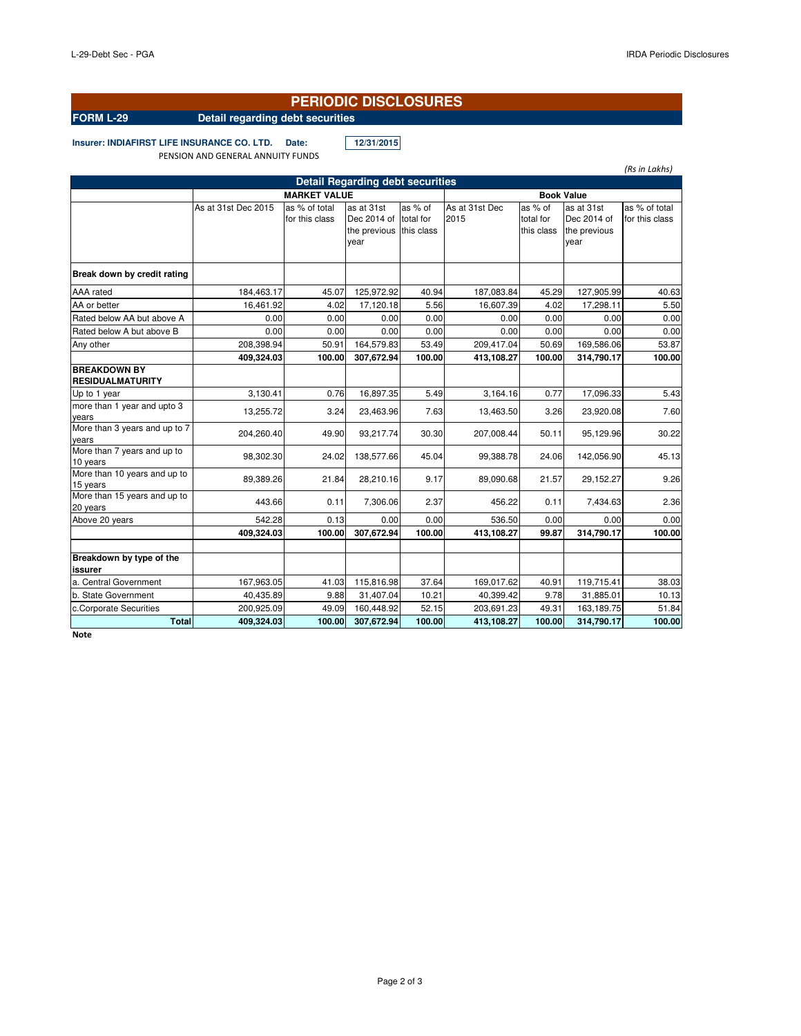# PERIODIC DISCLOSURES

**FORM L-29** **Detail regarding debt securities**

**Insurer: INDIAFIRST LIFE INSURANCE CO. LTD.** **Date:** **12/31/2015**

PENSION AND GENERAL ANNUITY FUNDS

*(Rs in Lakhs)*

| Detail Regarding debt securities | | | | | | | | |
|---|---|---|---|---|---|---|---|---|
| | MARKET VALUE | | | | Book Value | | | |
| | As at 31st Dec 2015 | as % of total for this class | as at 31st Dec 2014 of the previous year | as % of total for this class | As at 31st Dec 2015 | as % of total for this class | as at 31st Dec 2014 of the previous year | as % of total for this class |
| **Break down by credit rating** | | | | | | | | |
| AAA rated | 184,463.17 | 45.07 | 125,972.92 | 40.94 | 187,083.84 | 45.29 | 127,905.99 | 40.63 |
| AA or better | 16,461.92 | 4.02 | 17,120.18 | 5.56 | 16,607.39 | 4.02 | 17,298.11 | 5.50 |
| Rated below AA but above A | 0.00 | 0.00 | 0.00 | 0.00 | 0.00 | 0.00 | 0.00 | 0.00 |
| Rated below A but above B | 0.00 | 0.00 | 0.00 | 0.00 | 0.00 | 0.00 | 0.00 | 0.00 |
| Any other | 208,398.94 | 50.91 | 164,579.83 | 53.49 | 209,417.04 | 50.69 | 169,586.06 | 53.87 |
| | **409,324.03** | **100.00** | **307,672.94** | **100.00** | **413,108.27** | **100.00** | **314,790.17** | **100.00** |
| **BREAKDOWN BY RESIDUALMATURITY** | | | | | | | | |
| Up to 1 year | 3,130.41 | 0.76 | 16,897.35 | 5.49 | 3,164.16 | 0.77 | 17,096.33 | 5.43 |
| more than 1 year and upto 3 years | 13,255.72 | 3.24 | 23,463.96 | 7.63 | 13,463.50 | 3.26 | 23,920.08 | 7.60 |
| More than 3 years and up to 7 years | 204,260.40 | 49.90 | 93,217.74 | 30.30 | 207,008.44 | 50.11 | 95,129.96 | 30.22 |
| More than 7 years and up to 10 years | 98,302.30 | 24.02 | 138,577.66 | 45.04 | 99,388.78 | 24.06 | 142,056.90 | 45.13 |
| More than 10 years and up to 15 years | 89,389.26 | 21.84 | 28,210.16 | 9.17 | 89,090.68 | 21.57 | 29,152.27 | 9.26 |
| More than 15 years and up to 20 years | 443.66 | 0.11 | 7,306.06 | 2.37 | 456.22 | 0.11 | 7,434.63 | 2.36 |
| Above 20 years | 542.28 | 0.13 | 0.00 | 0.00 | 536.50 | 0.00 | 0.00 | 0.00 |
| | **409,324.03** | **100.00** | **307,672.94** | **100.00** | **413,108.27** | **99.87** | **314,790.17** | **100.00** |
| **Breakdown by type of the issurer** | | | | | | | | |
| a. Central Government | 167,963.05 | 41.03 | 115,816.98 | 37.64 | 169,017.62 | 40.91 | 119,715.41 | 38.03 |
| b. State Government | 40,435.89 | 9.88 | 31,407.04 | 10.21 | 40,399.42 | 9.78 | 31,885.01 | 10.13 |
| c.Corporate Securities | 200,925.09 | 49.09 | 160,448.92 | 52.15 | 203,691.23 | 49.31 | 163,189.75 | 51.84 |
| **Total** | **409,324.03** | **100.00** | **307,672.94** | **100.00** | **413,108.27** | **100.00** | **314,790.17** | **100.00** |

**Note**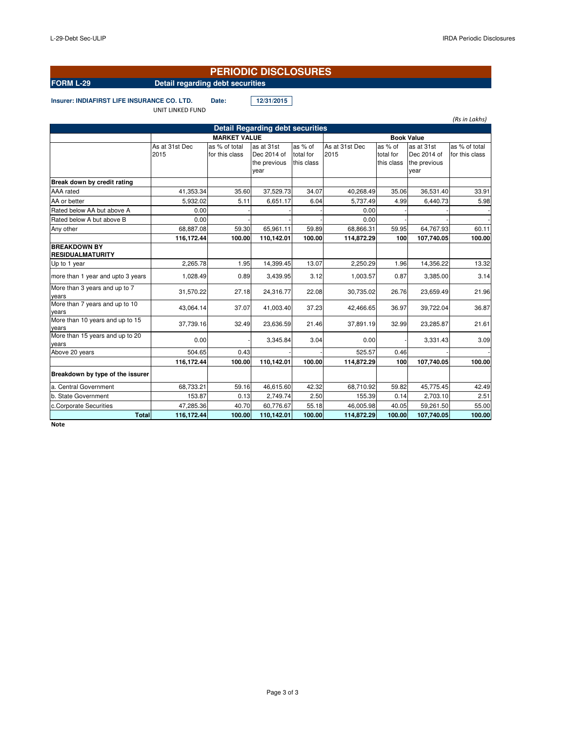# PERIODIC DISCLOSURES

**FORM L-29** **Detail regarding debt securities**

**Insurer: INDIAFIRST LIFE INSURANCE CO. LTD.** **Date:** 12/31/2015

UNIT LINKED FUND

*(Rs in Lakhs)*

**Detail Regarding debt securities**

| | MARKET VALUE | | | | Book Value | | | |
|---|---|---|---|---|---|---|---|---|
| | As at 31st Dec 2015 | as % of total for this class | as at 31st Dec 2014 of the previous year | as % of total for this class | As at 31st Dec 2015 | as % of total for this class | as at 31st Dec 2014 of the previous year | as % of total for this class |
| **Break down by credit rating** | | | | | | | | |
| AAA rated | 41,353.34 | 35.60 | 37,529.73 | 34.07 | 40,268.49 | 35.06 | 36,531.40 | 33.91 |
| AA or better | 5,932.02 | 5.11 | 6,651.17 | 6.04 | 5,737.49 | 4.99 | 6,440.73 | 5.98 |
| Rated below AA but above A | 0.00 | - | - | - | 0.00 | - | - | - |
| Rated below A but above B | 0.00 | - | - | - | 0.00 | - | - | - |
| Any other | 68,887.08 | 59.30 | 65,961.11 | 59.89 | 68,866.31 | 59.95 | 64,767.93 | 60.11 |
| | **116,172.44** | **100.00** | **110,142.01** | **100.00** | **114,872.29** | **100** | **107,740.05** | **100.00** |
| **BREAKDOWN BY RESIDUALMATURITY** | | | | | | | | |
| Up to 1 year | 2,265.78 | 1.95 | 14,399.45 | 13.07 | 2,250.29 | 1.96 | 14,356.22 | 13.32 |
| more than 1 year and upto 3 years | 1,028.49 | 0.89 | 3,439.95 | 3.12 | 1,003.57 | 0.87 | 3,385.00 | 3.14 |
| More than 3 years and up to 7 years | 31,570.22 | 27.18 | 24,316.77 | 22.08 | 30,735.02 | 26.76 | 23,659.49 | 21.96 |
| More than 7 years and up to 10 years | 43,064.14 | 37.07 | 41,003.40 | 37.23 | 42,466.65 | 36.97 | 39,722.04 | 36.87 |
| More than 10 years and up to 15 years | 37,739.16 | 32.49 | 23,636.59 | 21.46 | 37,891.19 | 32.99 | 23,285.87 | 21.61 |
| More than 15 years and up to 20 years | 0.00 | - | 3,345.84 | 3.04 | 0.00 | - | 3,331.43 | 3.09 |
| Above 20 years | 504.65 | 0.43 | - | - | 525.57 | 0.46 | - | - |
| | **116,172.44** | **100.00** | **110,142.01** | **100.00** | **114,872.29** | **100** | **107,740.05** | **100.00** |
| **Breakdown by type of the issurer** | | | | | | | | |
| a. Central Government | 68,733.21 | 59.16 | 46,615.60 | 42.32 | 68,710.92 | 59.82 | 45,775.45 | 42.49 |
| b. State Government | 153.87 | 0.13 | 2,749.74 | 2.50 | 155.39 | 0.14 | 2,703.10 | 2.51 |
| c.Corporate Securities | 47,285.36 | 40.70 | 60,776.67 | 55.18 | 46,005.98 | 40.05 | 59,261.50 | 55.00 |
| **Total** | **116,172.44** | **100.00** | **110,142.01** | **100.00** | **114,872.29** | **100.00** | **107,740.05** | **100.00** |

**Note**